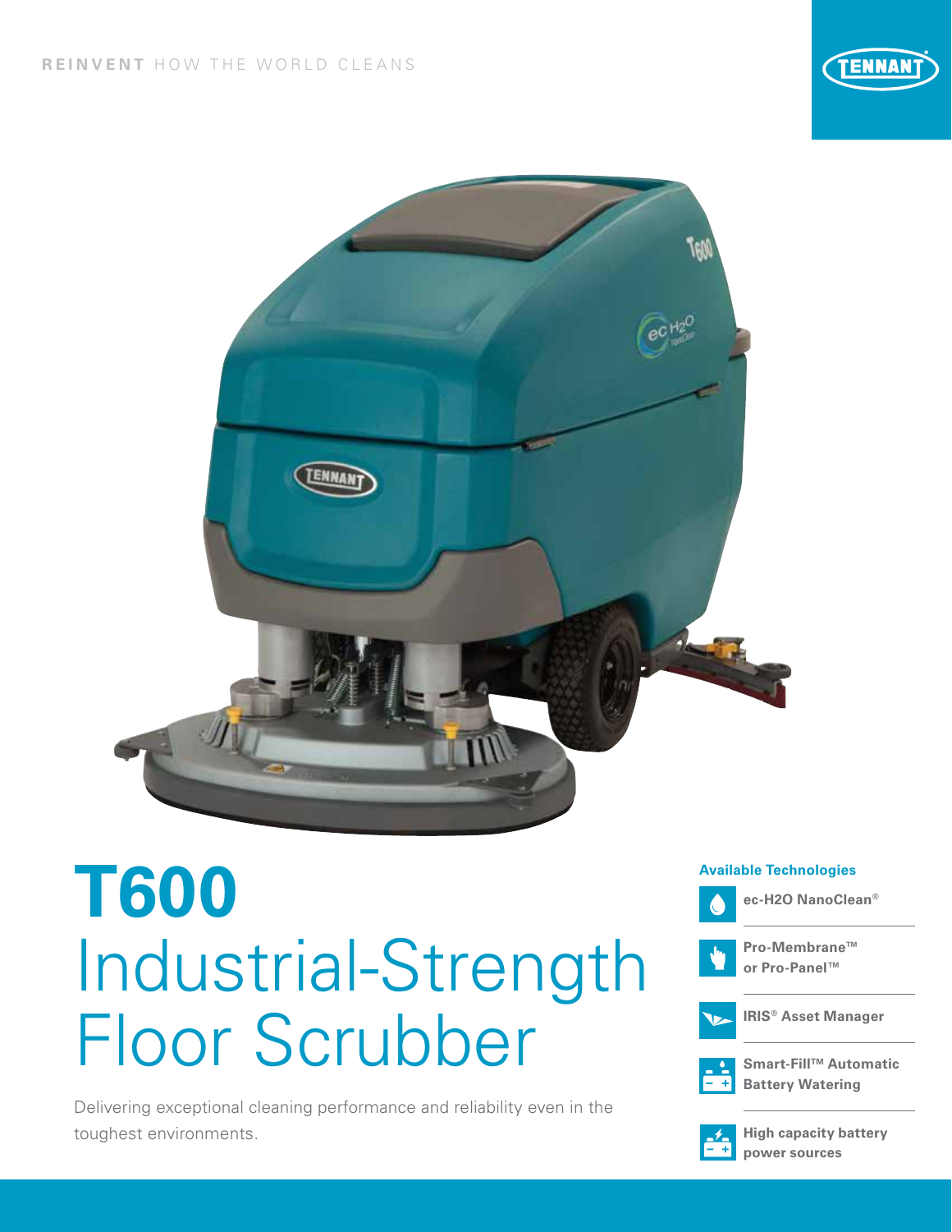**REINVENT** HOW THE WORLD CLEANS

# T600
## Industrial-Strength Floor Scrubber

Delivering exceptional cleaning performance and reliability even in the toughest environments.

**Available Technologies**

- **ec-H2O NanoClean®**
- **Pro-Membrane™ or Pro-Panel™**
- **IRIS® Asset Manager**
- **Smart-Fill™ Automatic Battery Watering**
- **High capacity battery power sources**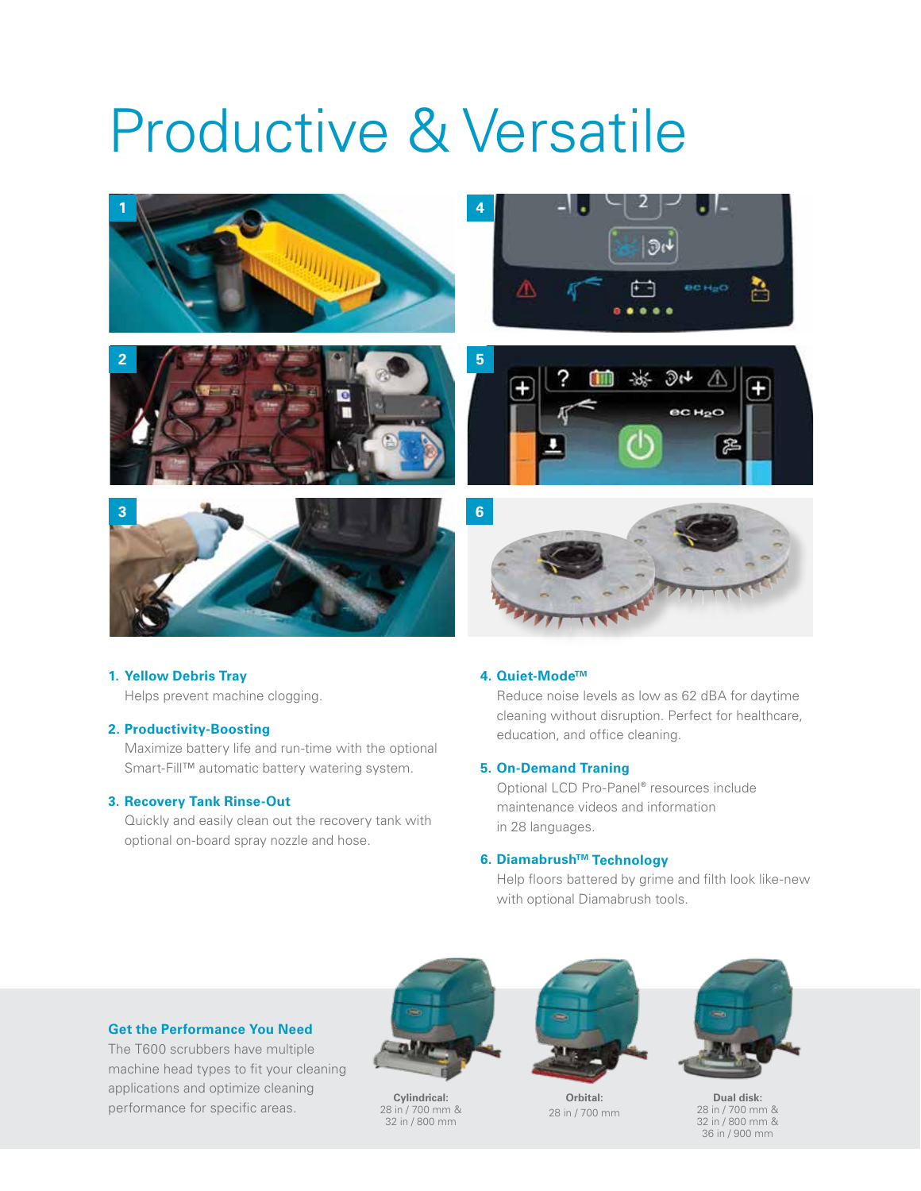# Productive & Versatile

1. **Yellow Debris Tray**

   Helps prevent machine clogging.

2. **Productivity-Boosting**

   Maximize battery life and run-time with the optional Smart-Fill™ automatic battery watering system.

3. **Recovery Tank Rinse-Out**

   Quickly and easily clean out the recovery tank with optional on-board spray nozzle and hose.

4. **Quiet-Mode™**

   Reduce noise levels as low as 62 dBA for daytime cleaning without disruption. Perfect for healthcare, education, and office cleaning.

5. **On-Demand Traning**

   Optional LCD Pro-Panel® resources include maintenance videos and information in 28 languages.

6. **Diamabrush™ Technology**

   Help floors battered by grime and filth look like-new with optional Diamabrush tools.

### Get the Performance You Need

The T600 scrubbers have multiple machine head types to fit your cleaning applications and optimize cleaning performance for specific areas.

**Cylindrical:** 28 in / 700 mm & 32 in / 800 mm

**Orbital:** 28 in / 700 mm

**Dual disk:** 28 in / 700 mm & 32 in / 800 mm & 36 in / 900 mm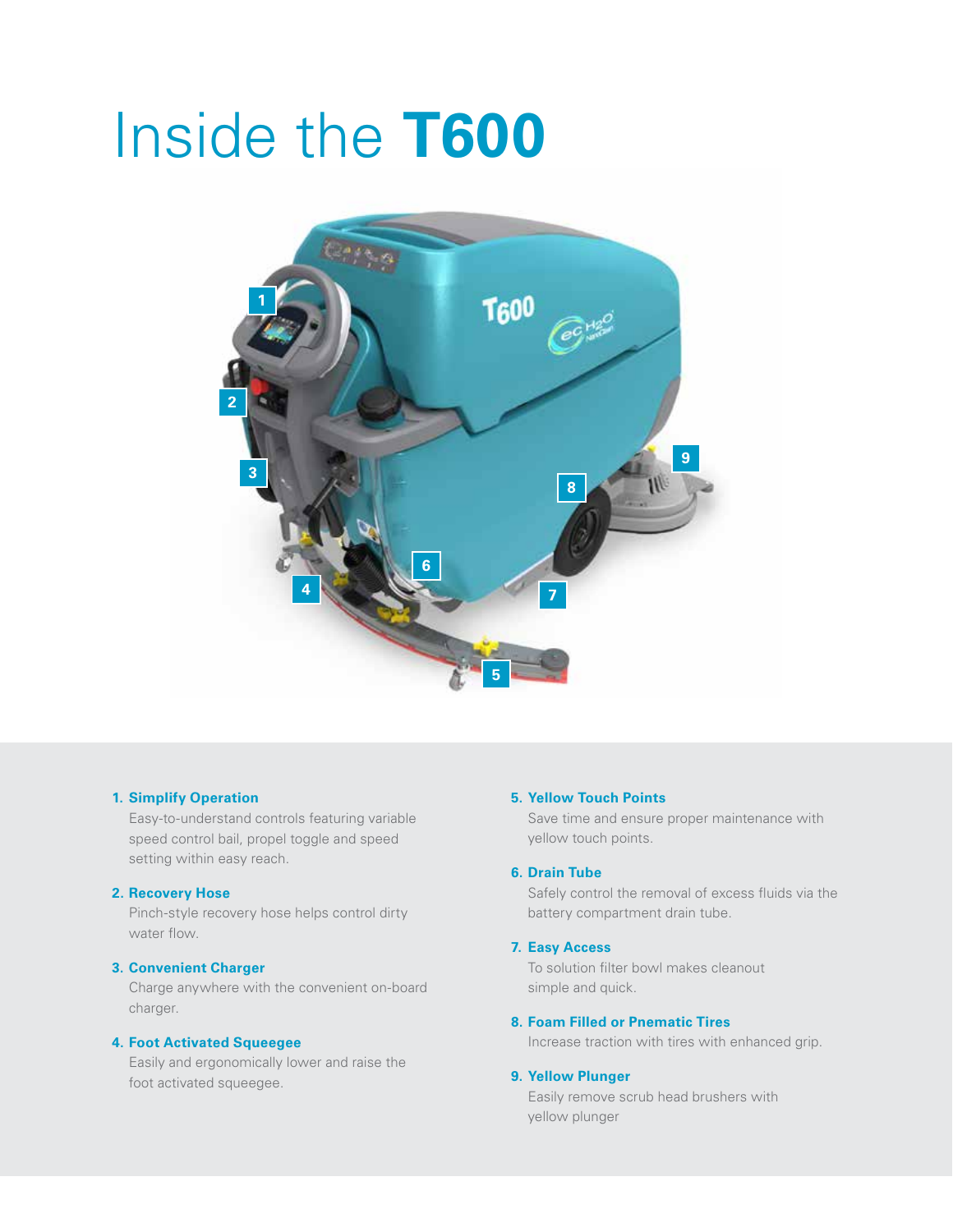# Inside the **T600**

1. **Simplify Operation**
   Easy-to-understand controls featuring variable speed control bail, propel toggle and speed setting within easy reach.

2. **Recovery Hose**
   Pinch-style recovery hose helps control dirty water flow.

3. **Convenient Charger**
   Charge anywhere with the convenient on-board charger.

4. **Foot Activated Squeegee**
   Easily and ergonomically lower and raise the foot activated squeegee.

5. **Yellow Touch Points**
   Save time and ensure proper maintenance with yellow touch points.

6. **Drain Tube**
   Safely control the removal of excess fluids via the battery compartment drain tube.

7. **Easy Access**
   To solution filter bowl makes cleanout simple and quick.

8. **Foam Filled or Pnematic Tires**
   Increase traction with tires with enhanced grip.

9. **Yellow Plunger**
   Easily remove scrub head brushers with yellow plunger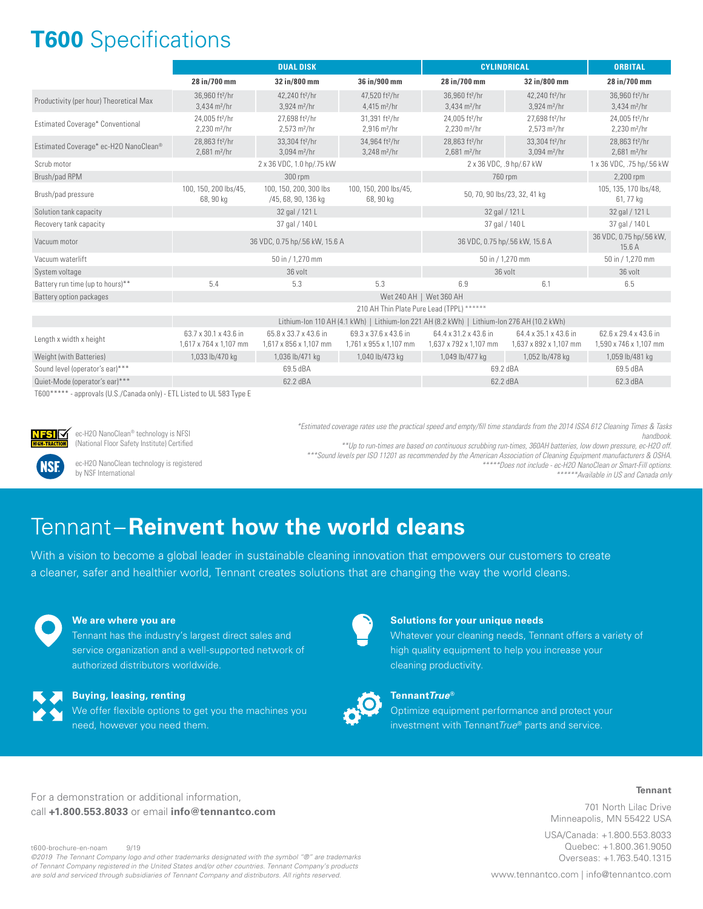# T600 Specifications

| | DUAL DISK | | | CYLINDRICAL | | ORBITAL |
|---|---|---|---|---|---|---|
| | 28 in/700 mm | 32 in/800 mm | 36 in/900 mm | 28 in/700 mm | 32 in/800 mm | 28 in/700 mm |
| Productivity (per hour) Theoretical Max | 36,960 ft²/hr 3,434 m²/hr | 42,240 ft²/hr 3,924 m²/hr | 47,520 ft²/hr 4,415 m²/hr | 36,960 ft²/hr 3,434 m²/hr | 42,240 ft²/hr 3,924 m²/hr | 36,960 ft²/hr 3,434 m²/hr |
| Estimated Coverage* Conventional | 24,005 ft²/hr 2,230 m²/hr | 27,698 ft²/hr 2,573 m²/hr | 31,391 ft²/hr 2,916 m²/hr | 24,005 ft²/hr 2,230 m²/hr | 27,698 ft²/hr 2,573 m²/hr | 24,005 ft²/hr 2,230 m²/hr |
| Estimated Coverage* ec-H2O NanoClean® | 28,863 ft²/hr 2,681 m²/hr | 33,304 ft²/hr 3,094 m²/hr | 34,964 ft²/hr 3,248 m²/hr | 28,863 ft²/hr 2,681 m²/hr | 33,304 ft²/hr 3,094 m²/hr | 28,863 ft²/hr 2,681 m²/hr |
| Scrub motor | 2 x 36 VDC, 1.0 hp/.75 kW | | | 2 x 36 VDC, .9 hp/.67 kW | | 1 x 36 VDC, .75 hp/.56 kW |
| Brush/pad RPM | 300 rpm | | | 760 rpm | | 2,200 rpm |
| Brush/pad pressure | 100, 150, 200 lbs/45, 68, 90 kg | 100, 150, 200, 300 lbs /45, 68, 90, 136 kg | 100, 150, 200 lbs/45, 68, 90 kg | 50, 70, 90 lbs/23, 32, 41 kg | | 105, 135, 170 lbs/48, 61, 77 kg |
| Solution tank capacity | 32 gal / 121 L | | | 32 gal / 121 L | | 32 gal / 121 L |
| Recovery tank capacity | 37 gal / 140 L | | | 37 gal / 140 L | | 37 gal / 140 L |
| Vacuum motor | 36 VDC, 0.75 hp/.56 kW, 15.6 A | | | 36 VDC, 0.75 hp/.56 kW, 15.6 A | | 36 VDC, 0.75 hp/.56 kW, 15.6 A |
| Vacuum waterlift | 50 in / 1,270 mm | | | 50 in / 1,270 mm | | 50 in / 1,270 mm |
| System voltage | 36 volt | | | 36 volt | | 36 volt |
| Battery run time (up to hours)** | 5.4 | 5.3 | 5.3 | 6.9 | 6.1 | 6.5 |
| Battery option packages | Wet 240 AH \| Wet 360 AH | | | | | |
| | 210 AH Thin Plate Pure Lead (TPPL) ****** | | | | | |
| | Lithium-Ion 110 AH (4.1 kWh) \| Lithium-Ion 221 AH (8.2 kWh) \| Lithium-Ion 276 AH (10.2 kWh) | | | | | |
| Length x width x height | 63.7 x 30.1 x 43.6 in 1,617 x 764 x 1,107 mm | 65.8 x 33.7 x 43.6 in 1,617 x 856 x 1,107 mm | 69.3 x 37.6 x 43.6 in 1,761 x 955 x 1,107 mm | 64.4 x 31.2 x 43.6 in 1,637 x 792 x 1,107 mm | 64.4 x 35.1 x 43.6 in 1,637 x 892 x 1,107 mm | 62.6 x 29.4 x 43.6 in 1,590 x 746 x 1,107 mm |
| Weight (with Batteries) | 1,033 lb/470 kg | 1,036 lb/471 kg | 1,040 lb/473 kg | 1,049 lb/477 kg | 1,052 lb/478 kg | 1,059 lb/481 kg |
| Sound level (operator's ear)*** | 69.5 dBA | | | 69.2 dBA | | 69.5 dBA |
| Quiet-Mode (operator's ear)*** | 62.2 dBA | | | 62.2 dBA | | 62.3 dBA |

T600***** - approvals (U.S./Canada only) - ETL Listed to UL 583 Type E

ec-H2O NanoClean® technology is NFSI (National Floor Safety Institute) Certified

ec-H2O NanoClean technology is registered by NSF International

*Estimated coverage rates use the practical speed and empty/fill time standards from the 2014 ISSA 612 Cleaning Times & Tasks handbook.*
*\*\*Up to run-times are based on continuous scrubbing run-times, 360AH batteries, low down pressure, ec-H2O off.*
*\*\*\*Sound levels per ISO 11201 as recommended by the American Association of Cleaning Equipment manufacturers & OSHA.*
*\*\*\*\*\*Does not include - ec-H2O NanoClean or Smart-Fill options.*
*\*\*\*\*\*\*Available in US and Canada only*

## Tennant–**Reinvent how the world cleans**

With a vision to become a global leader in sustainable cleaning innovation that empowers our customers to create a cleaner, safer and healthier world, Tennant creates solutions that are changing the way the world cleans.

**We are where you are**
Tennant has the industry's largest direct sales and service organization and a well-supported network of authorized distributors worldwide.

**Buying, leasing, renting**
We offer flexible options to get you the machines you need, however you need them.

**Solutions for your unique needs**
Whatever your cleaning needs, Tennant offers a variety of high quality equipment to help you increase your cleaning productivity.

**Tennant*True*®**
Optimize equipment performance and protect your investment with Tennant*True*® parts and service.

For a demonstration or additional information, call **+1.800.553.8033** or email **info@tennantco.com**

t600-brochure-en-noam 9/19
*©2019 The Tennant Company logo and other trademarks designated with the symbol "®" are trademarks of Tennant Company registered in the United States and/or other countries. Tennant Company's products are sold and serviced through subsidiaries of Tennant Company and distributors. All rights reserved.*

**Tennant**
701 North Lilac Drive
Minneapolis, MN 55422 USA

USA/Canada: +1.800.553.8033
Quebec: +1.800.361.9050
Overseas: +1.763.540.1315

www.tennantco.com | info@tennantco.com